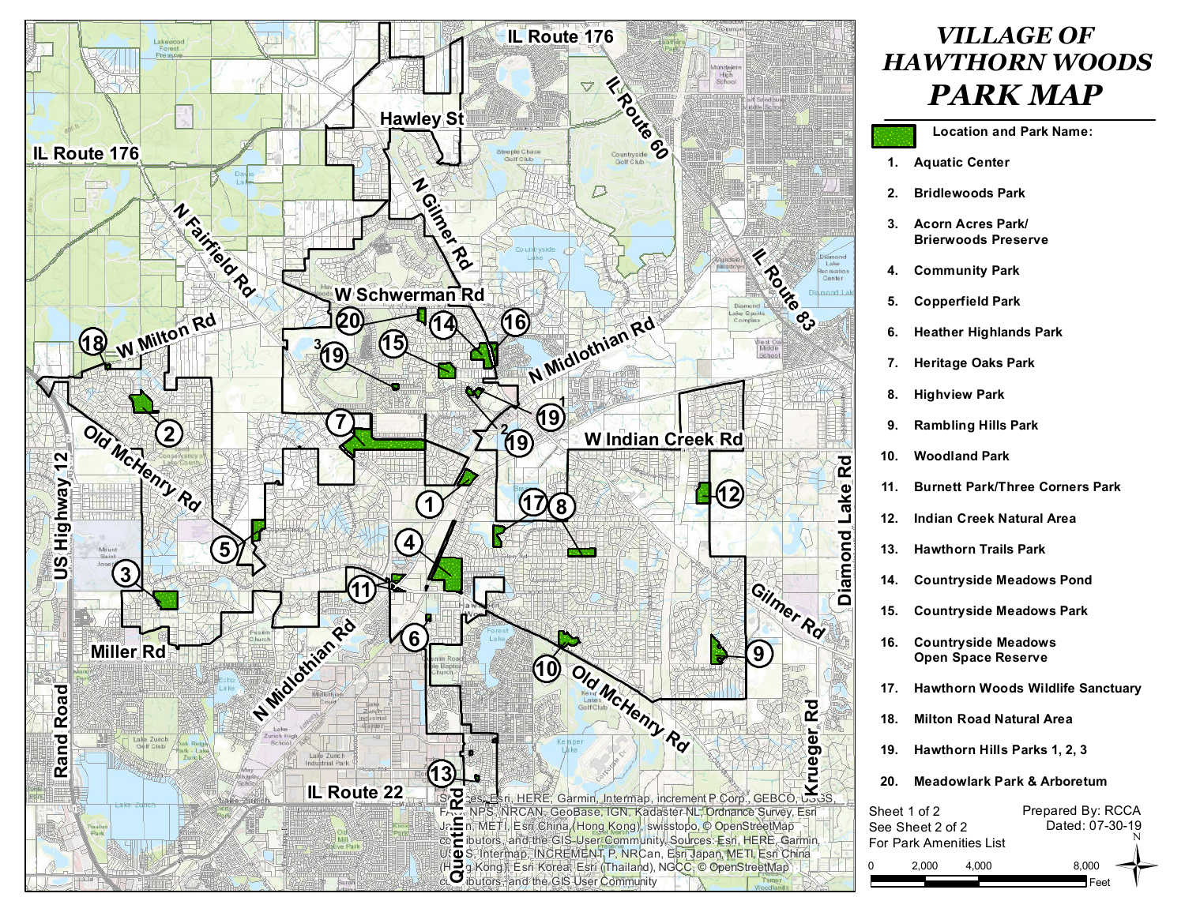# VILLAGE OF HAWTHORN WOODS PARK MAP

**Location and Park Name:**

1. Aquatic Center
2. Bridlewoods Park
3. Acorn Acres Park/ Brierwoods Preserve
4. Community Park
5. Copperfield Park
6. Heather Highlands Park
7. Heritage Oaks Park
8. Highview Park
9. Rambling Hills Park
10. Woodland Park
11. Burnett Park/Three Corners Park
12. Indian Creek Natural Area
13. Hawthorn Trails Park
14. Countryside Meadows Pond
15. Countryside Meadows Park
16. Countryside Meadows Open Space Reserve
17. Hawthorn Woods Wildlife Sanctuary
18. Milton Road Natural Area
19. Hawthorn Hills Parks 1, 2, 3
20. Meadowlark Park & Arboretum

Sheet 1 of 2
See Sheet 2 of 2
For Park Amenities List

Prepared By: RCCA
Dated: 07-30-19

0 2,000 4,000 8,000 Feet

Sources: Esri, HERE, Garmin, Intermap, increment P Corp., GEBCO, USGS, FAO, NPS, NRCAN, GeoBase, IGN, Kadaster NL, Ordnance Survey, Esri Japan, METI, Esri China (Hong Kong), swisstopo, © OpenStreetMap contributors, and the GIS User Community. Sources: Esri, HERE, Garmin, USGS, Intermap, INCREMENT P, NRCan, Esri Japan, METI, Esri China (Hong Kong), Esri Korea, Esri (Thailand), NGCC, © OpenStreetMap contributors, and the GIS User Community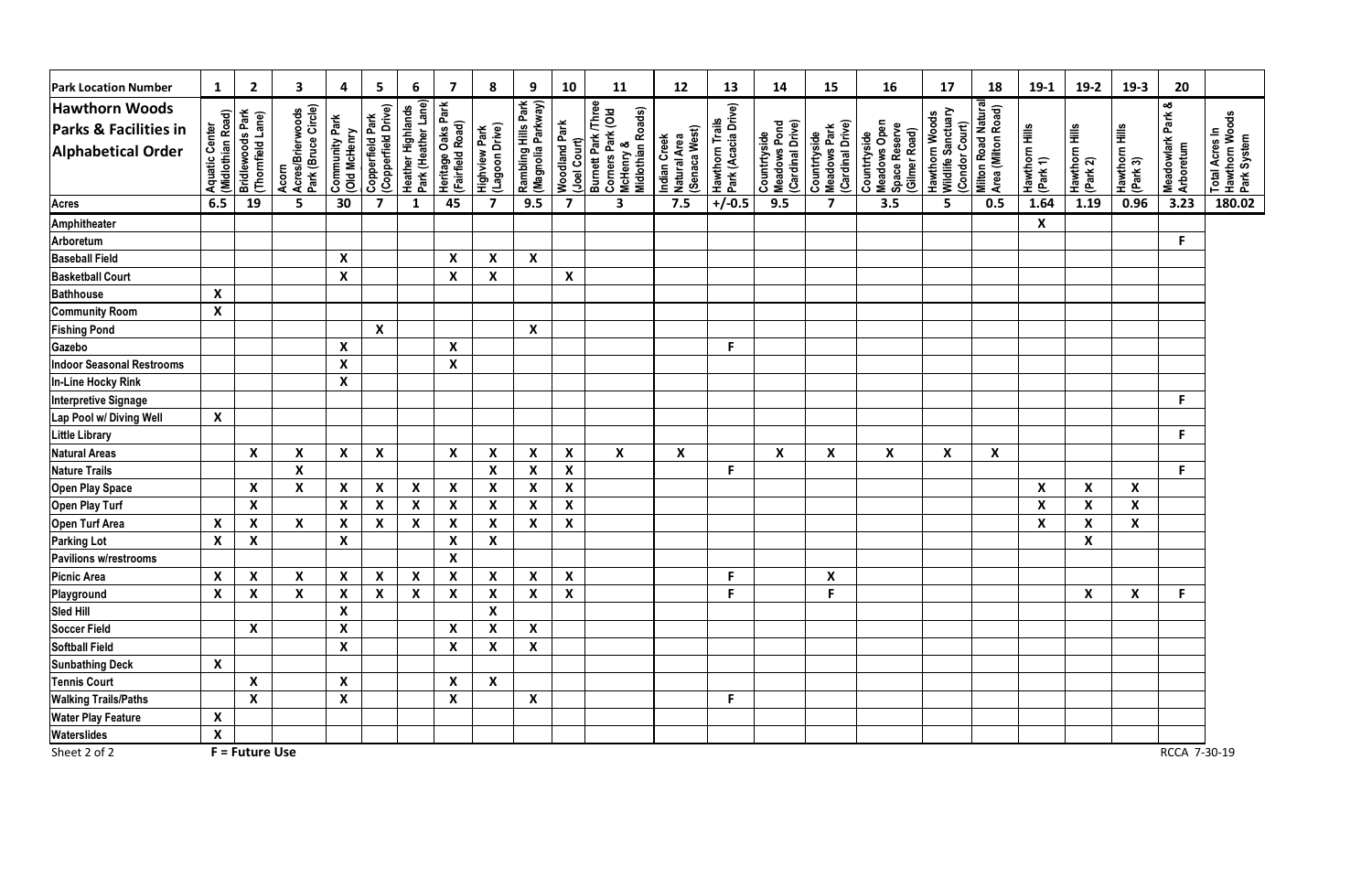| Park Location Number | 1 | 2 | 3 | 4 | 5 | 6 | 7 | 8 | 9 | 10 | 11 | 12 | 13 | 14 | 15 | 16 | 17 | 18 | 19-1 | 19-2 | 19-3 | 20 | |
|---|---|---|---|---|---|---|---|---|---|---|---|---|---|---|---|---|---|---|---|---|---|---|---|
| **Hawthorn Woods Parks & Facilities in Alphabetical Order** | Aquatic Center (Midlothian Road) | Bridlewoods Park (Thornfield Lane) | Acorn Acres/Brierwoods Park (Bruce Circle) | Community Park (Old McHenry | Copperfield Park (Copperfield Drive) | Heather Highlands Park (Heather Lane) | Heritage Oaks Park (Fairfield Road) | Highview Park (Lagoon Drive) | Rambling Hills Park (Magnolia Parkway) | Woodland Park (Joel Court) | Burnett Park (Three Corners Park (Old McHenry & Midlothian Roads) | Indian Creek Natural Area (Senaca West) | Hawthorn Trails Park (Acacia Drive) | Countryside Meadows Pond (Cardinal Drive) | Countryside Meadows Park (Cardinal Drive) | Countryside Meadows Open Space Reserve (Gilmer Road) | Hawthorn Woods Wildlife Sanctuary (Condor Court) | Milton Road Natural Area (Milton Road) | Hawthorn Hills (Park 1) | Hawthorn Hills (Park 2) | Hawthorn Hills (Park 3) | Meadowlark Park & Arboretum | Total Acres In Hawthorn Woods Park System |
| Acres | 6.5 | 19 | 5 | 30 | 7 | 1 | 45 | 7 | 9.5 | 7 | 3 | 7.5 | +/-0.5 | 9.5 | 7 | 3.5 | 5 | 0.5 | 1.64 | 1.19 | 0.96 | 3.23 | 180.02 |
| Amphitheater | | | | | | | | | | | | | | | | | | | X | | | | |
| Arboretum | | | | | | | | | | | | | | | | | | | | | | F | |
| Baseball Field | | | | X | | | X | X | X | | | | | | | | | | | | | | |
| Basketball Court | | | | X | | | X | X | | X | | | | | | | | | | | | | |
| Bathhouse | X | | | | | | | | | | | | | | | | | | | | | | |
| Community Room | X | | | | | | | | | | | | | | | | | | | | | | |
| Fishing Pond | | | | | X | | | | X | | | | | | | | | | | | | | |
| Gazebo | | | | X | | | X | | | | | | F | | | | | | | | | | |
| Indoor Seasonal Restrooms | | | | X | | | X | | | | | | | | | | | | | | | | |
| In-Line Hocky Rink | | | | X | | | | | | | | | | | | | | | | | | | |
| Interpretive Signage | | | | | | | | | | | | | | | | | | | | | | F | |
| Lap Pool w/ Diving Well | X | | | | | | | | | | | | | | | | | | | | | | |
| Little Library | | | | | | | | | | | | | | | | | | | | | | F | |
| Natural Areas | | X | X | X | X | | X | X | X | X | X | X | | X | X | X | X | X | | | | | |
| Nature Trails | | | X | | | | | X | X | X | | | F | | | | | | | | | F | |
| Open Play Space | | X | X | X | X | X | X | X | X | X | | | | | | | | | X | X | X | | |
| Open Play Turf | | X | | X | X | X | X | X | X | X | | | | | | | | | X | X | X | | |
| Open Turf Area | X | X | X | X | X | X | X | X | X | X | | | | | | | | | X | X | X | | |
| Parking Lot | X | X | | X | | | X | X | | | | | | | | | | | | X | | | |
| Pavilions w/restrooms | | | | | | | X | | | | | | | | | | | | | | | | |
| Picnic Area | X | X | X | X | X | X | X | X | X | X | | | F | | X | | | | | | | | |
| Playground | X | X | X | X | X | X | X | X | X | X | | | F | | F | | | | | X | X | F | |
| Sled Hill | | | | X | | | | X | | | | | | | | | | | | | | | |
| Soccer Field | | X | | X | | | X | X | X | | | | | | | | | | | | | | |
| Softball Field | | | | X | | | X | X | X | | | | | | | | | | | | | | |
| Sunbathing Deck | X | | | | | | | | | | | | | | | | | | | | | | |
| Tennis Court | | X | | X | | | X | X | | | | | | | | | | | | | | | |
| Walking Trails/Paths | | X | | X | | | X | | X | | | | F | | | | | | | | | | |
| Water Play Feature | X | | | | | | | | | | | | | | | | | | | | | | |
| Waterslides | X | | | | | | | | | | | | | | | | | | | | | | |

**F = Future Use**

RCCA 7-30-19